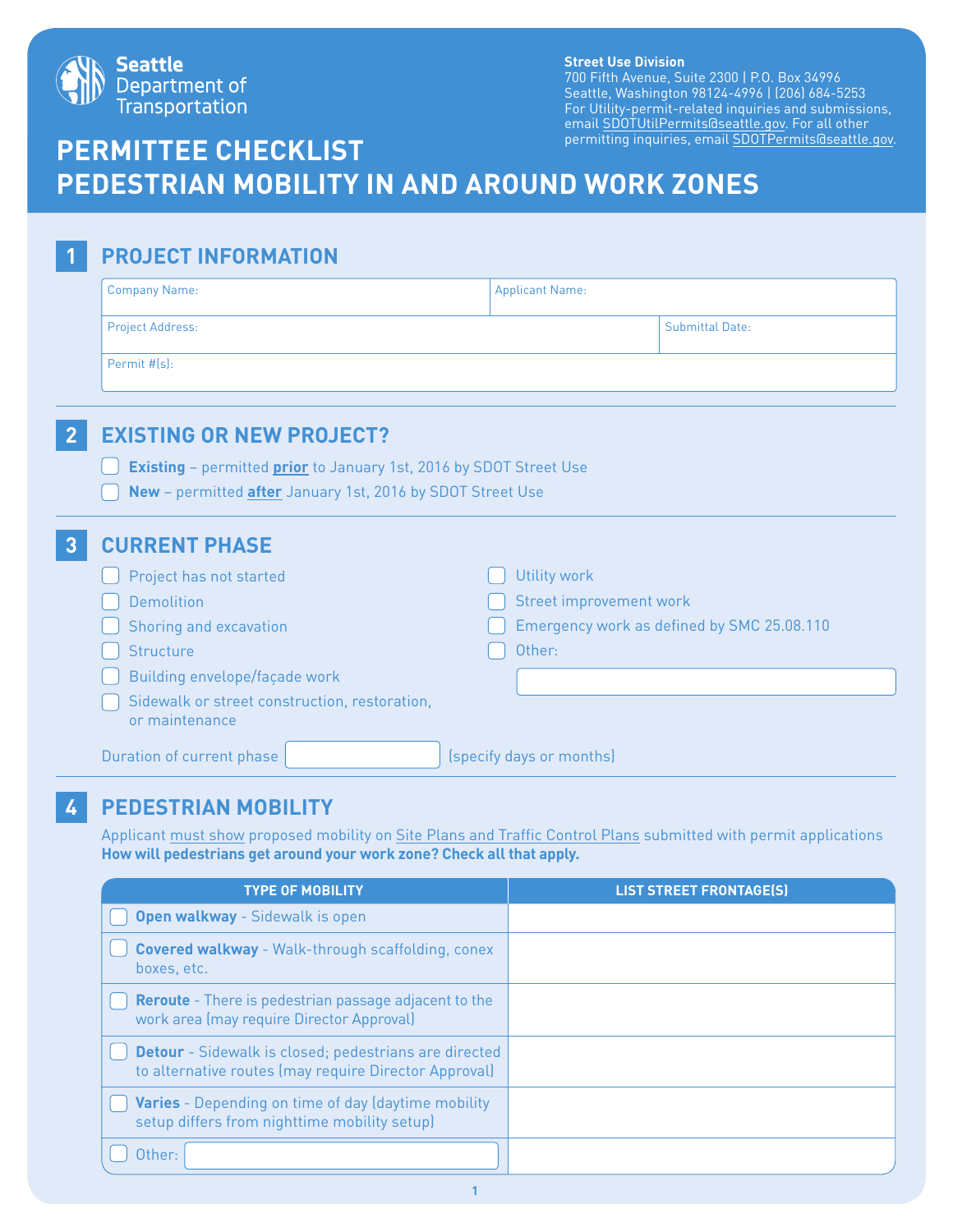Seattle Department of Transportation

**Street Use Division**
700 Fifth Avenue, Suite 2300 | P.O. Box 34996
Seattle, Washington 98124-4996 | (206) 684-5253
For Utility-permit-related inquiries and submissions, email SDOTUtilPermits@seattle.gov. For all other permitting inquiries, email SDOTPermits@seattle.gov.

# PERMITTEE CHECKLIST
# PEDESTRIAN MOBILITY IN AND AROUND WORK ZONES

## 1 PROJECT INFORMATION

| Company Name: | Applicant Name: |
|---|---|
| Project Address: | Submittal Date: |
| Permit #(s): | |

## 2 EXISTING OR NEW PROJECT?

- ☐ **Existing** – permitted **prior** to January 1st, 2016 by SDOT Street Use
- ☐ **New** – permitted **after** January 1st, 2016 by SDOT Street Use

## 3 CURRENT PHASE

- ☐ Project has not started
- ☐ Demolition
- ☐ Shoring and excavation
- ☐ Structure
- ☐ Building envelope/façade work
- ☐ Sidewalk or street construction, restoration, or maintenance
- ☐ Utility work
- ☐ Street improvement work
- ☐ Emergency work as defined by SMC 25.08.110
- ☐ Other: ____________

Duration of current phase ____________ (specify days or months)

## 4 PEDESTRIAN MOBILITY

Applicant must show proposed mobility on Site Plans and Traffic Control Plans submitted with permit applications
**How will pedestrians get around your work zone? Check all that apply.**

| TYPE OF MOBILITY | LIST STREET FRONTAGE(S) |
|---|---|
| ☐ **Open walkway** - Sidewalk is open | |
| ☐ **Covered walkway** - Walk-through scaffolding, conex boxes, etc. | |
| ☐ **Reroute** - There is pedestrian passage adjacent to the work area (may require Director Approval) | |
| ☐ **Detour** - Sidewalk is closed; pedestrians are directed to alternative routes (may require Director Approval) | |
| ☐ **Varies** - Depending on time of day (daytime mobility setup differs from nighttime mobility setup) | |
| ☐ Other: ____________ | |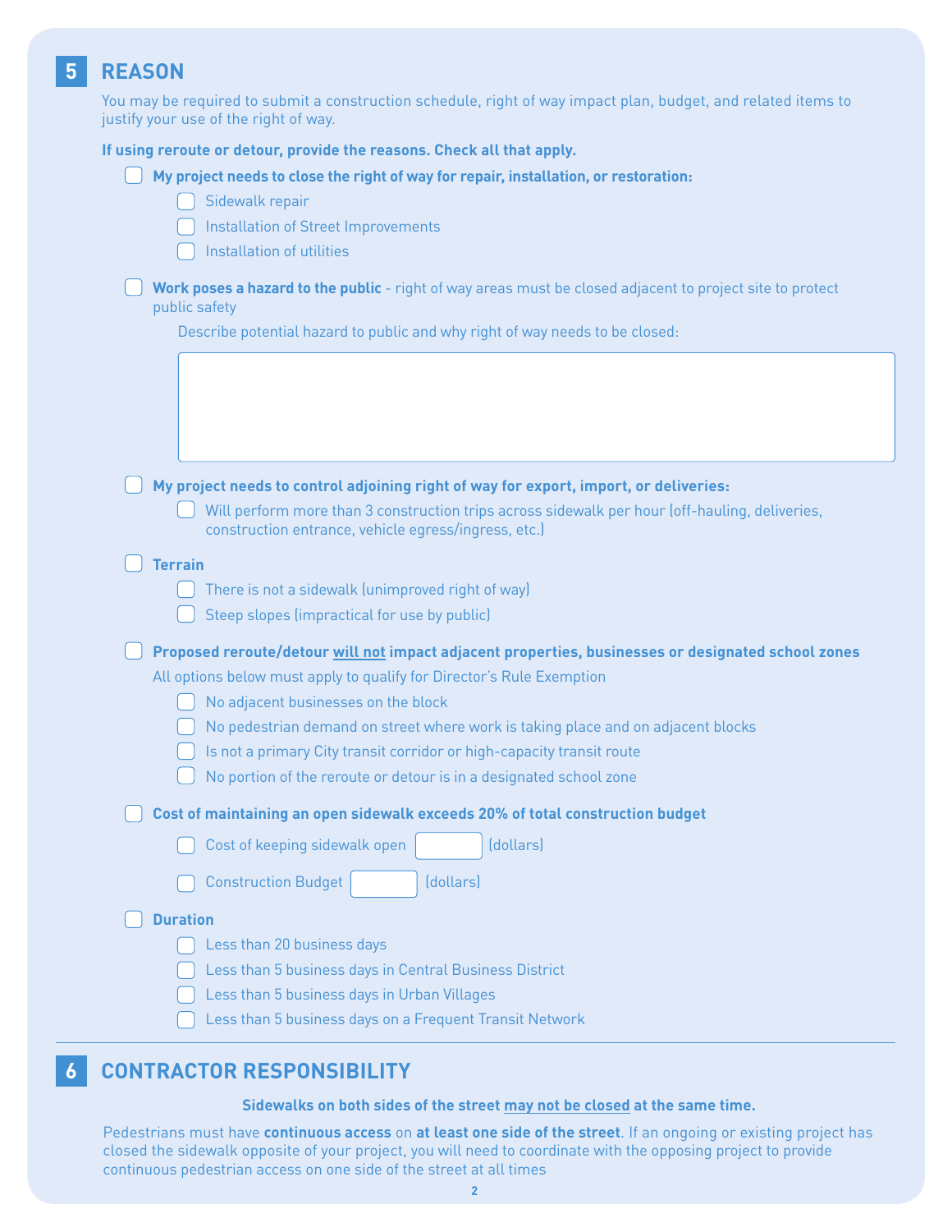## 5 REASON

You may be required to submit a construction schedule, right of way impact plan, budget, and related items to justify your use of the right of way.

**If using reroute or detour, provide the reasons. Check all that apply.**

- ☐ **My project needs to close the right of way for repair, installation, or restoration:**
  - ☐ Sidewalk repair
  - ☐ Installation of Street Improvements
  - ☐ Installation of utilities
- ☐ **Work poses a hazard to the public** - right of way areas must be closed adjacent to project site to protect public safety

  Describe potential hazard to public and why right of way needs to be closed:

  ____________________

- ☐ **My project needs to control adjoining right of way for export, import, or deliveries:**
  - ☐ Will perform more than 3 construction trips across sidewalk per hour (off-hauling, deliveries, construction entrance, vehicle egress/ingress, etc.)
- ☐ **Terrain**
  - ☐ There is not a sidewalk (unimproved right of way)
  - ☐ Steep slopes (impractical for use by public)
- ☐ **Proposed reroute/detour will not impact adjacent properties, businesses or designated school zones**

  All options below must apply to qualify for Director's Rule Exemption
  - ☐ No adjacent businesses on the block
  - ☐ No pedestrian demand on street where work is taking place and on adjacent blocks
  - ☐ Is not a primary City transit corridor or high-capacity transit route
  - ☐ No portion of the reroute or detour is in a designated school zone
- ☐ **Cost of maintaining an open sidewalk exceeds 20% of total construction budget**
  - ☐ Cost of keeping sidewalk open ________ (dollars)
  - ☐ Construction Budget ________ (dollars)
- ☐ **Duration**
  - ☐ Less than 20 business days
  - ☐ Less than 5 business days in Central Business District
  - ☐ Less than 5 business days in Urban Villages
  - ☐ Less than 5 business days on a Frequent Transit Network

## 6 CONTRACTOR RESPONSIBILITY

**Sidewalks on both sides of the street may not be closed at the same time.**

Pedestrians must have **continuous access** on **at least one side of the street**. If an ongoing or existing project has closed the sidewalk opposite of your project, you will need to coordinate with the opposing project to provide continuous pedestrian access on one side of the street at all times